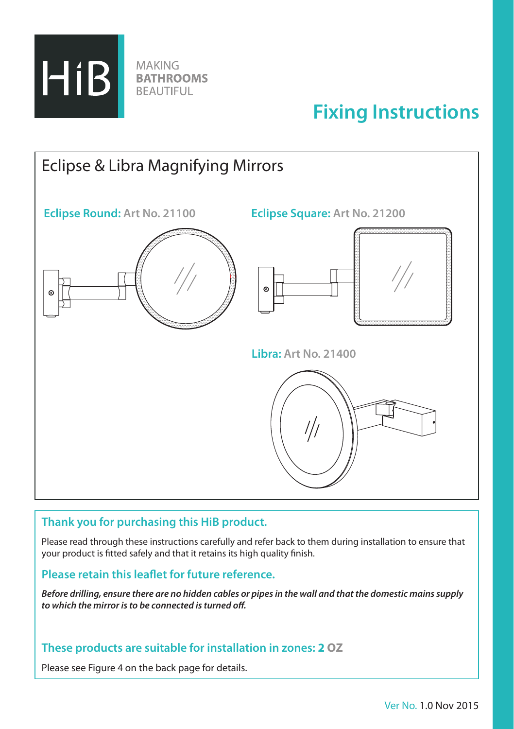HiB

MAKING
**BATHROOMS**
BEAUTIFUL

# Fixing Instructions

## Eclipse & Libra Magnifying Mirrors

**Eclipse Round:** Art No. 21100

**Eclipse Square:** Art No. 21200

**Libra:** Art No. 21400

### Thank you for purchasing this HiB product.

Please read through these instructions carefully and refer back to them during installation to ensure that your product is fitted safely and that it retains its high quality finish.

### Please retain this leaflet for future reference.

***Before drilling, ensure there are no hidden cables or pipes in the wall and that the domestic mains supply to which the mirror is to be connected is turned off.***

### These products are suitable for installation in zones: 2 OZ

Please see Figure 4 on the back page for details.

Ver No. 1.0 Nov 2015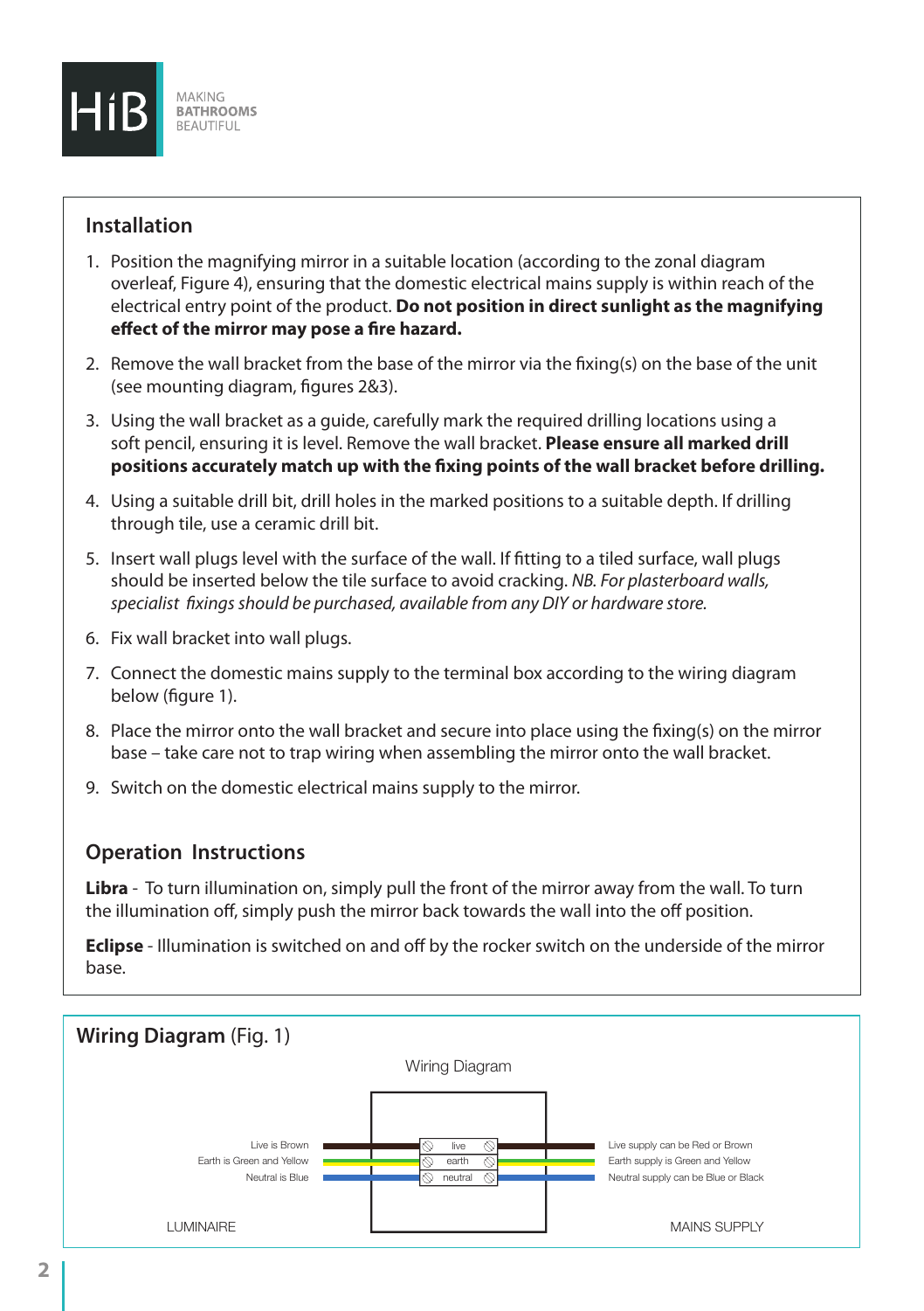## Installation

1. Position the magnifying mirror in a suitable location (according to the zonal diagram overleaf, Figure 4), ensuring that the domestic electrical mains supply is within reach of the electrical entry point of the product. **Do not position in direct sunlight as the magnifying effect of the mirror may pose a fire hazard.**
2. Remove the wall bracket from the base of the mirror via the fixing(s) on the base of the unit (see mounting diagram, figures 2&3).
3. Using the wall bracket as a guide, carefully mark the required drilling locations using a soft pencil, ensuring it is level. Remove the wall bracket. **Please ensure all marked drill positions accurately match up with the fixing points of the wall bracket before drilling.**
4. Using a suitable drill bit, drill holes in the marked positions to a suitable depth. If drilling through tile, use a ceramic drill bit.
5. Insert wall plugs level with the surface of the wall. If fitting to a tiled surface, wall plugs should be inserted below the tile surface to avoid cracking. *NB. For plasterboard walls, specialist fixings should be purchased, available from any DIY or hardware store.*
6. Fix wall bracket into wall plugs.
7. Connect the domestic mains supply to the terminal box according to the wiring diagram below (figure 1).
8. Place the mirror onto the wall bracket and secure into place using the fixing(s) on the mirror base – take care not to trap wiring when assembling the mirror onto the wall bracket.
9. Switch on the domestic electrical mains supply to the mirror.

## Operation Instructions

**Libra** - To turn illumination on, simply pull the front of the mirror away from the wall. To turn the illumination off, simply push the mirror back towards the wall into the off position.

**Eclipse** - Illumination is switched on and off by the rocker switch on the underside of the mirror base.

## Wiring Diagram (Fig. 1)

Wiring Diagram

| LUMINAIRE | Terminal | MAINS SUPPLY |
| --- | --- | --- |
| Live is Brown | live | Live supply can be Red or Brown |
| Earth is Green and Yellow | earth | Earth supply is Green and Yellow |
| Neutral is Blue | neutral | Neutral supply can be Blue or Black |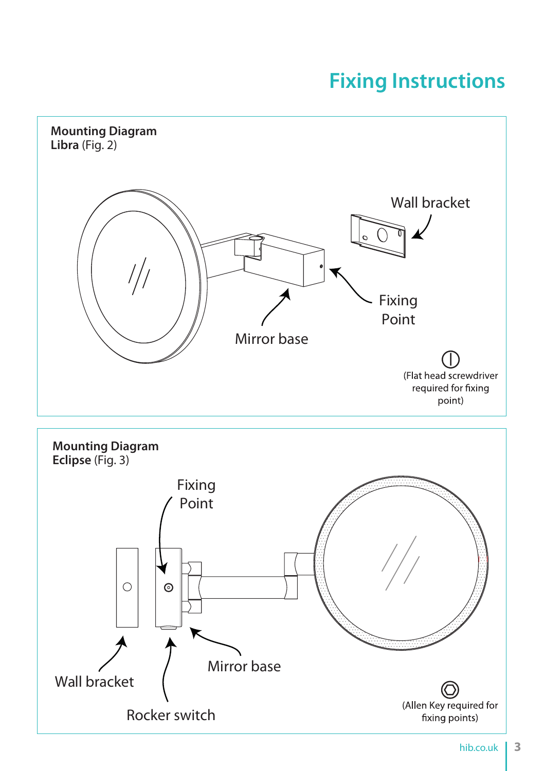# Fixing Instructions

**Mounting Diagram**
**Libra** (Fig. 2)

Wall bracket

Fixing Point

Mirror base

(Flat head screwdriver required for fixing point)

**Mounting Diagram**
**Eclipse** (Fig. 3)

Fixing Point

Wall bracket

Mirror base

Rocker switch

(Allen Key required for fixing points)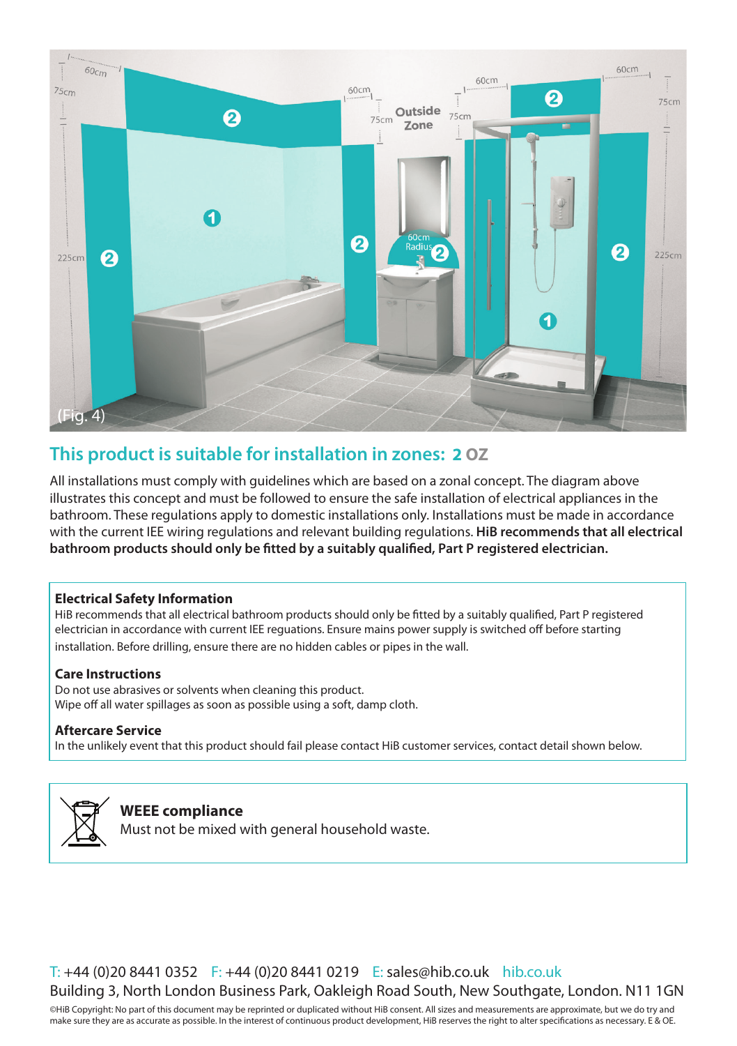60cm
75cm
225cm
60cm
75cm
Outside Zone
60cm
75cm
60cm
75cm
225cm
60cm Radius
1
2

(Fig. 4)

## This product is suitable for installation in zones: 2 OZ

All installations must comply with guidelines which are based on a zonal concept. The diagram above illustrates this concept and must be followed to ensure the safe installation of electrical appliances in the bathroom. These regulations apply to domestic installations only. Installations must be made in accordance with the current IEE wiring regulations and relevant building regulations. **HiB recommends that all electrical bathroom products should only be fitted by a suitably qualified, Part P registered electrician.**

### Electrical Safety Information

HiB recommends that all electrical bathroom products should only be fitted by a suitably qualified, Part P registered electrician in accordance with current IEE reguations. Ensure mains power supply is switched off before starting installation. Before drilling, ensure there are no hidden cables or pipes in the wall.

### Care Instructions

Do not use abrasives or solvents when cleaning this product.
Wipe off all water spillages as soon as possible using a soft, damp cloth.

### Aftercare Service

In the unlikely event that this product should fail please contact HiB customer services, contact detail shown below.

### WEEE compliance

Must not be mixed with general household waste.

T: +44 (0)20 8441 0352 F: +44 (0)20 8441 0219 E: sales@hib.co.uk hib.co.uk
Building 3, North London Business Park, Oakleigh Road South, New Southgate, London. N11 1GN

©HiB Copyright: No part of this document may be reprinted or duplicated without HiB consent. All sizes and measurements are approximate, but we do try and make sure they are as accurate as possible. In the interest of continuous product development, HiB reserves the right to alter specifications as necessary. E & OE.